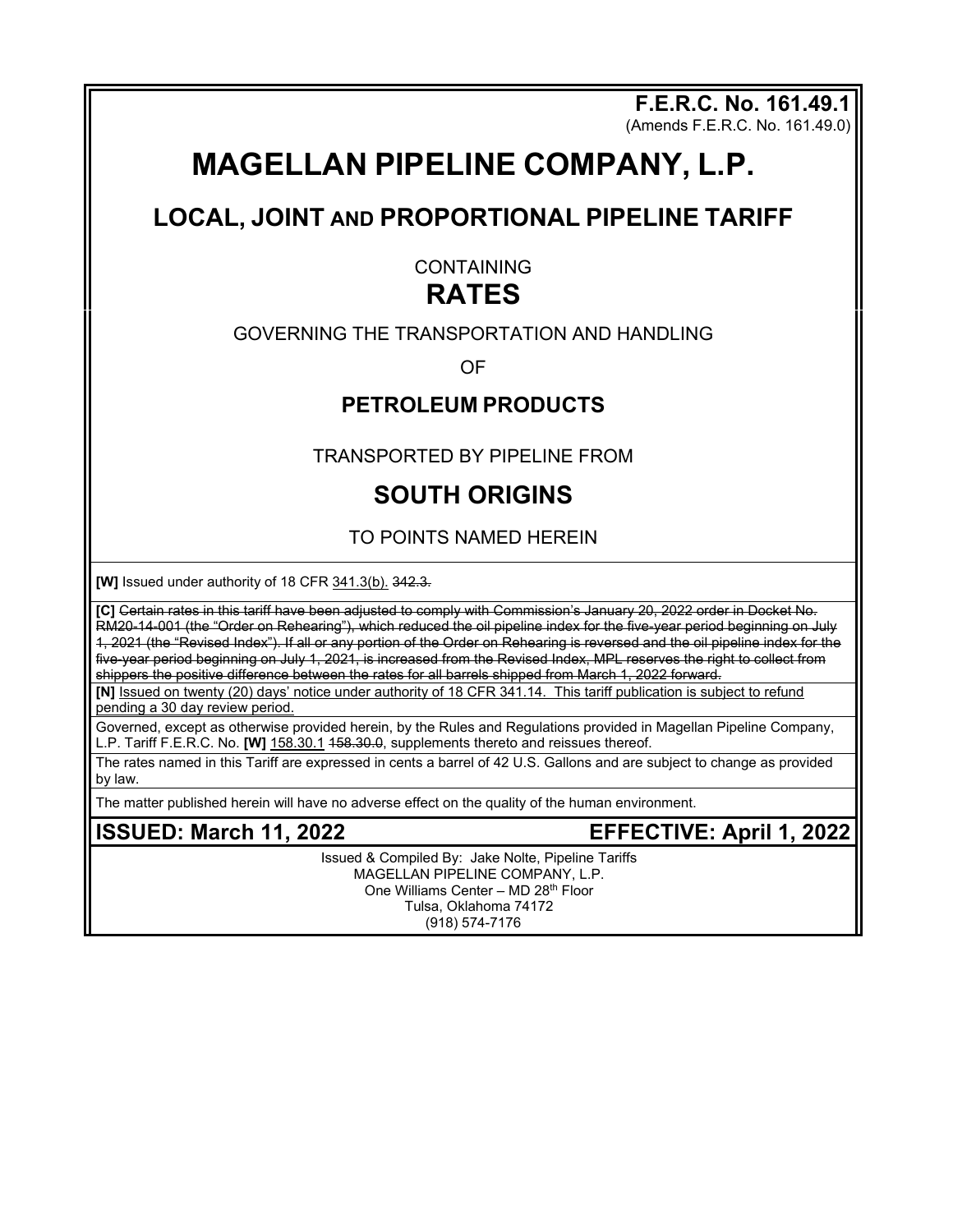**F.E.R.C. No. 161.49.1**
(Amends F.E.R.C. No. 161.49.0)

# MAGELLAN PIPELINE COMPANY, L.P.

## LOCAL, JOINT AND PROPORTIONAL PIPELINE TARIFF

CONTAINING

## RATES

GOVERNING THE TRANSPORTATION AND HANDLING

OF

### PETROLEUM PRODUCTS

TRANSPORTED BY PIPELINE FROM

## SOUTH ORIGINS

TO POINTS NAMED HEREIN

**[W]** Issued under authority of 18 CFR <u>341.3(b).</u> ~~342.3.~~

**[C]** ~~Certain rates in this tariff have been adjusted to comply with Commission's January 20, 2022 order in Docket No. RM20-14-001 (the "Order on Rehearing"), which reduced the oil pipeline index for the five-year period beginning on July 1, 2021 (the "Revised Index"). If all or any portion of the Order on Rehearing is reversed and the oil pipeline index for the five-year period beginning on July 1, 2021, is increased from the Revised Index, MPL reserves the right to collect from shippers the positive difference between the rates for all barrels shipped from March 1, 2022 forward.~~

**[N]** <u>Issued on twenty (20) days' notice under authority of 18 CFR 341.14. This tariff publication is subject to refund pending a 30 day review period.</u>

Governed, except as otherwise provided herein, by the Rules and Regulations provided in Magellan Pipeline Company, L.P. Tariff F.E.R.C. No. **[W]** <u>158.30.1</u> ~~158.30.0~~, supplements thereto and reissues thereof.

The rates named in this Tariff are expressed in cents a barrel of 42 U.S. Gallons and are subject to change as provided by law.

The matter published herein will have no adverse effect on the quality of the human environment.

**ISSUED: March 11, 2022** **EFFECTIVE: April 1, 2022**

Issued & Compiled By: Jake Nolte, Pipeline Tariffs
MAGELLAN PIPELINE COMPANY, L.P.
One Williams Center – MD 28th Floor
Tulsa, Oklahoma 74172
(918) 574-7176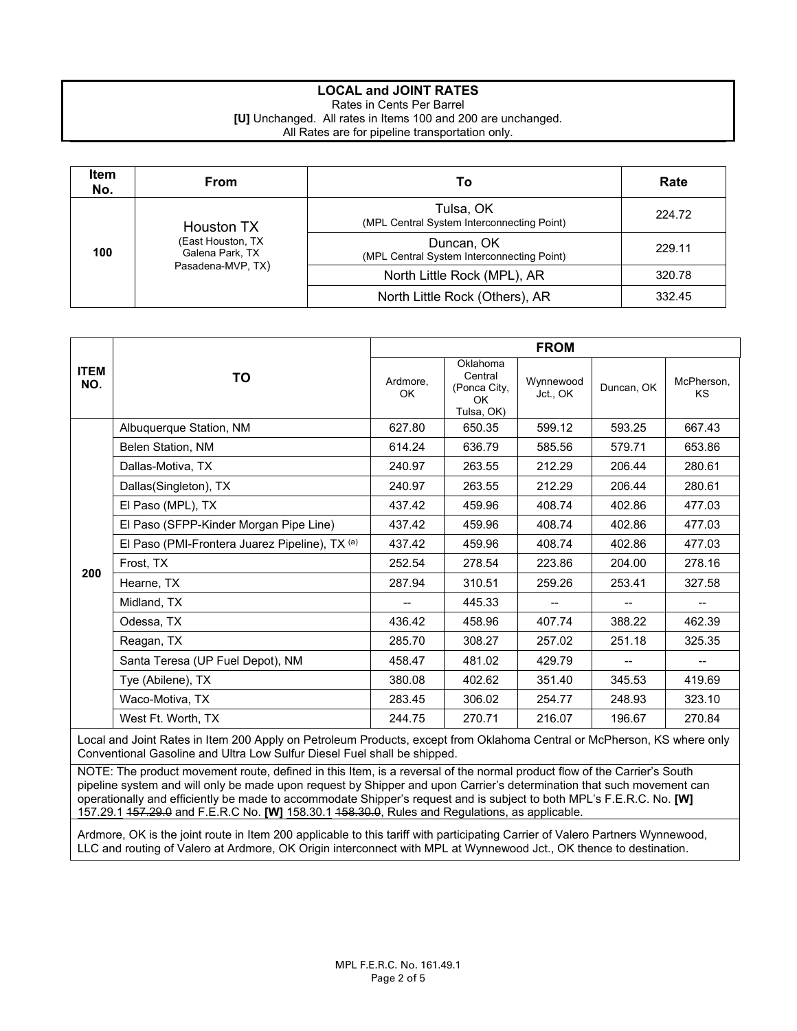**LOCAL and JOINT RATES**

Rates in Cents Per Barrel

**[U]** Unchanged. All rates in Items 100 and 200 are unchanged.

All Rates are for pipeline transportation only.

| Item No. | From | To | Rate |
|---|---|---|---|
| 100 | Houston TX (East Houston, TX Galena Park, TX Pasadena-MVP, TX) | Tulsa, OK (MPL Central System Interconnecting Point) | 224.72 |
| | | Duncan, OK (MPL Central System Interconnecting Point) | 229.11 |
| | | North Little Rock (MPL), AR | 320.78 |
| | | North Little Rock (Others), AR | 332.45 |

| ITEM NO. | TO | FROM | | | | |
|---|---|---|---|---|---|---|
| | | Ardmore, OK | Oklahoma Central (Ponca City, OK Tulsa, OK) | Wynnewood Jct., OK | Duncan, OK | McPherson, KS |
| 200 | Albuquerque Station, NM | 627.80 | 650.35 | 599.12 | 593.25 | 667.43 |
| | Belen Station, NM | 614.24 | 636.79 | 585.56 | 579.71 | 653.86 |
| | Dallas-Motiva, TX | 240.97 | 263.55 | 212.29 | 206.44 | 280.61 |
| | Dallas(Singleton), TX | 240.97 | 263.55 | 212.29 | 206.44 | 280.61 |
| | El Paso (MPL), TX | 437.42 | 459.96 | 408.74 | 402.86 | 477.03 |
| | El Paso (SFPP-Kinder Morgan Pipe Line) | 437.42 | 459.96 | 408.74 | 402.86 | 477.03 |
| | El Paso (PMI-Frontera Juarez Pipeline), TX [(a)] | 437.42 | 459.96 | 408.74 | 402.86 | 477.03 |
| | Frost, TX | 252.54 | 278.54 | 223.86 | 204.00 | 278.16 |
| | Hearne, TX | 287.94 | 310.51 | 259.26 | 253.41 | 327.58 |
| | Midland, TX | -- | 445.33 | -- | -- | -- |
| | Odessa, TX | 436.42 | 458.96 | 407.74 | 388.22 | 462.39 |
| | Reagan, TX | 285.70 | 308.27 | 257.02 | 251.18 | 325.35 |
| | Santa Teresa (UP Fuel Depot), NM | 458.47 | 481.02 | 429.79 | -- | -- |
| | Tye (Abilene), TX | 380.08 | 402.62 | 351.40 | 345.53 | 419.69 |
| | Waco-Motiva, TX | 283.45 | 306.02 | 254.77 | 248.93 | 323.10 |
| | West Ft. Worth, TX | 244.75 | 270.71 | 216.07 | 196.67 | 270.84 |

Local and Joint Rates in Item 200 Apply on Petroleum Products, except from Oklahoma Central or McPherson, KS where only Conventional Gasoline and Ultra Low Sulfur Diesel Fuel shall be shipped.

NOTE: The product movement route, defined in this Item, is a reversal of the normal product flow of the Carrier's South pipeline system and will only be made upon request by Shipper and upon Carrier's determination that such movement can operationally and efficiently be made to accommodate Shipper's request and is subject to both MPL's F.E.R.C. No. **[W]** 157.29.1 ~~157.29.0~~ and F.E.R.C No. **[W]** 158.30.1 ~~158.30.0~~, Rules and Regulations, as applicable.

Ardmore, OK is the joint route in Item 200 applicable to this tariff with participating Carrier of Valero Partners Wynnewood, LLC and routing of Valero at Ardmore, OK Origin interconnect with MPL at Wynnewood Jct., OK thence to destination.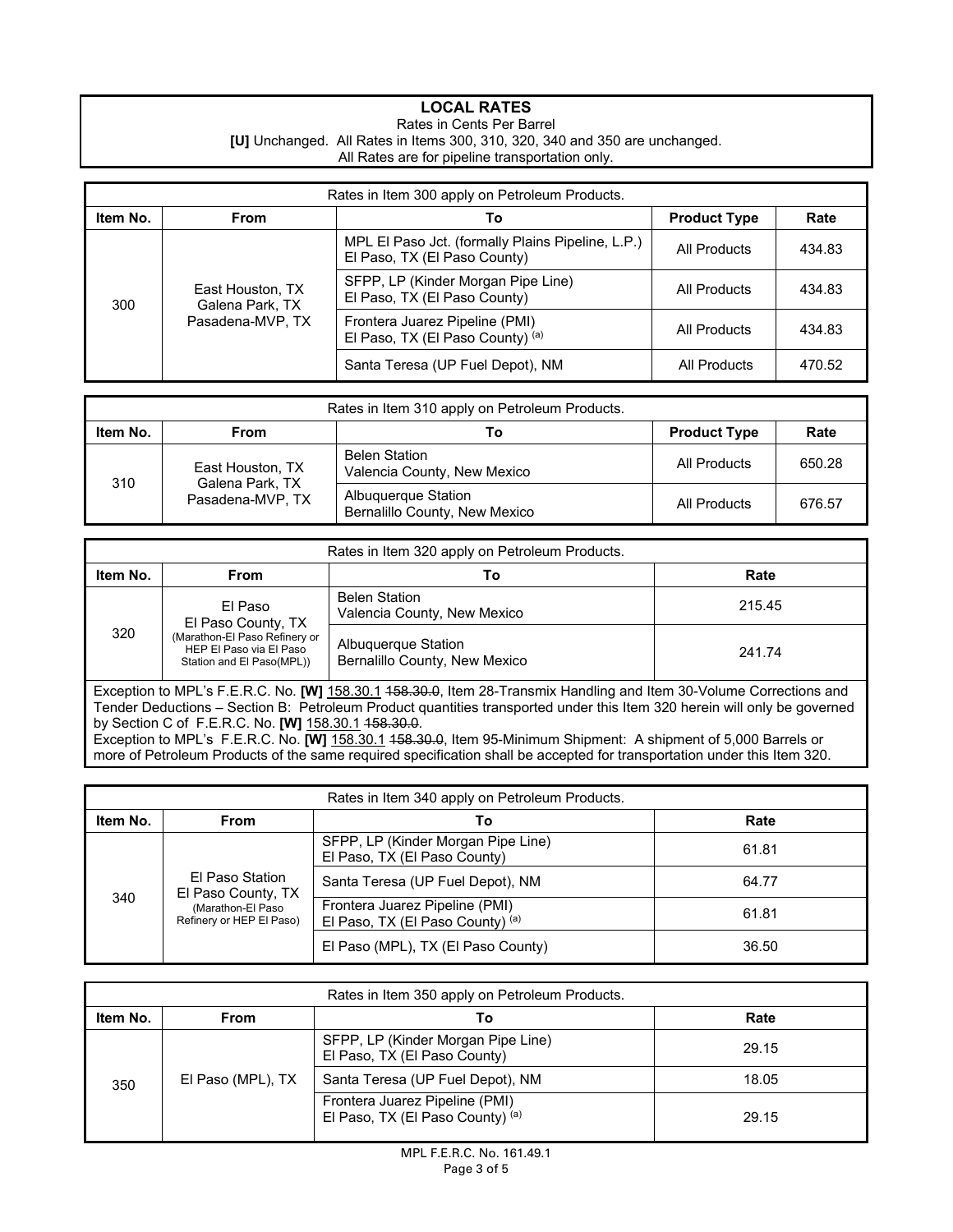## LOCAL RATES

Rates in Cents Per Barrel

**[U]** Unchanged. All Rates in Items 300, 310, 320, 340 and 350 are unchanged.

All Rates are for pipeline transportation only.

Rates in Item 300 apply on Petroleum Products.

| Item No. | From | To | Product Type | Rate |
|---|---|---|---|---|
| 300 | East Houston, TX<br>Galena Park, TX<br>Pasadena-MVP, TX | MPL El Paso Jct. (formally Plains Pipeline, L.P.)<br>El Paso, TX (El Paso County) | All Products | 434.83 |
| | | SFPP, LP (Kinder Morgan Pipe Line)<br>El Paso, TX (El Paso County) | All Products | 434.83 |
| | | Frontera Juarez Pipeline (PMI)<br>El Paso, TX (El Paso County) [(a)] | All Products | 434.83 |
| | | Santa Teresa (UP Fuel Depot), NM | All Products | 470.52 |

Rates in Item 310 apply on Petroleum Products.

| Item No. | From | To | Product Type | Rate |
|---|---|---|---|---|
| 310 | East Houston, TX<br>Galena Park, TX<br>Pasadena-MVP, TX | Belen Station<br>Valencia County, New Mexico | All Products | 650.28 |
| | | Albuquerque Station<br>Bernalillo County, New Mexico | All Products | 676.57 |

Rates in Item 320 apply on Petroleum Products.

| Item No. | From | To | Rate |
|---|---|---|---|
| 320 | El Paso<br>El Paso County, TX<br>(Marathon-El Paso Refinery or HEP El Paso via El Paso Station and El Paso(MPL)) | Belen Station<br>Valencia County, New Mexico | 215.45 |
| | | Albuquerque Station<br>Bernalillo County, New Mexico | 241.74 |

Exception to MPL's F.E.R.C. No. **[W]** 158.30.1 ~~158.30.0~~, Item 28-Transmix Handling and Item 30-Volume Corrections and Tender Deductions – Section B: Petroleum Product quantities transported under this Item 320 herein will only be governed by Section C of F.E.R.C. No. **[W]** 158.30.1 ~~158.30.0~~.

Exception to MPL's F.E.R.C. No. **[W]** 158.30.1 ~~158.30.0~~, Item 95-Minimum Shipment: A shipment of 5,000 Barrels or more of Petroleum Products of the same required specification shall be accepted for transportation under this Item 320.

Rates in Item 340 apply on Petroleum Products.

| Item No. | From | To | Rate |
|---|---|---|---|
| 340 | El Paso Station<br>El Paso County, TX<br>(Marathon-El Paso Refinery or HEP El Paso) | SFPP, LP (Kinder Morgan Pipe Line)<br>El Paso, TX (El Paso County) | 61.81 |
| | | Santa Teresa (UP Fuel Depot), NM | 64.77 |
| | | Frontera Juarez Pipeline (PMI)<br>El Paso, TX (El Paso County) [(a)] | 61.81 |
| | | El Paso (MPL), TX (El Paso County) | 36.50 |

Rates in Item 350 apply on Petroleum Products.

| Item No. | From | To | Rate |
|---|---|---|---|
| 350 | El Paso (MPL), TX | SFPP, LP (Kinder Morgan Pipe Line)<br>El Paso, TX (El Paso County) | 29.15 |
| | | Santa Teresa (UP Fuel Depot), NM | 18.05 |
| | | Frontera Juarez Pipeline (PMI)<br>El Paso, TX (El Paso County) [(a)] | 29.15 |

MPL F.E.R.C. No. 161.49.1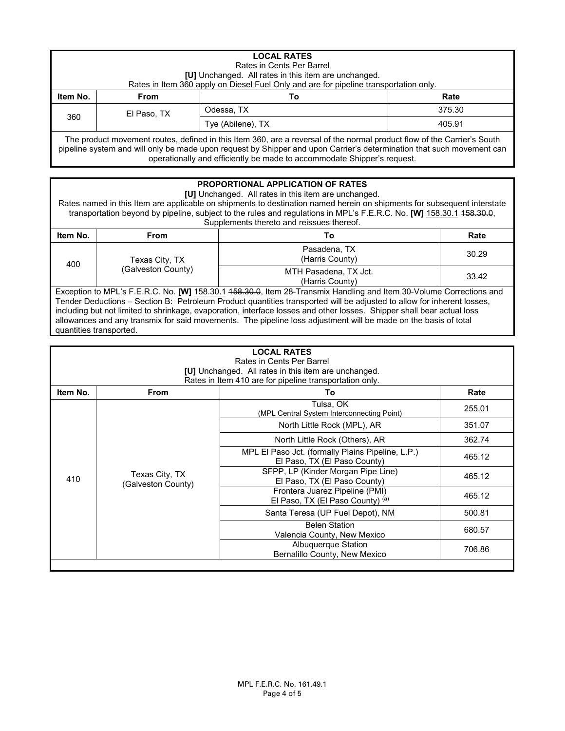**LOCAL RATES**

Rates in Cents Per Barrel

**[U]** Unchanged. All rates in this item are unchanged.

Rates in Item 360 apply on Diesel Fuel Only and are for pipeline transportation only.

| Item No. | From | To | Rate |
|---|---|---|---|
| 360 | El Paso, TX | Odessa, TX | 375.30 |
| | | Tye (Abilene), TX | 405.91 |

The product movement routes, defined in this Item 360, are a reversal of the normal product flow of the Carrier's South pipeline system and will only be made upon request by Shipper and upon Carrier's determination that such movement can operationally and efficiently be made to accommodate Shipper's request.

**PROPORTIONAL APPLICATION OF RATES**

**[U]** Unchanged. All rates in this item are unchanged.

Rates named in this Item are applicable on shipments to destination named herein on shipments for subsequent interstate transportation beyond by pipeline, subject to the rules and regulations in MPL's F.E.R.C. No. **[W]** 158.30.1 ~~158.30.0~~, Supplements thereto and reissues thereof.

| Item No. | From | To | Rate |
|---|---|---|---|
| 400 | Texas City, TX (Galveston County) | Pasadena, TX (Harris County) | 30.29 |
| | | MTH Pasadena, TX Jct. (Harris County) | 33.42 |

Exception to MPL's F.E.R.C. No. **[W]** 158.30.1 ~~158.30.0~~, Item 28-Transmix Handling and Item 30-Volume Corrections and Tender Deductions – Section B: Petroleum Product quantities transported will be adjusted to allow for inherent losses, including but not limited to shrinkage, evaporation, interface losses and other losses. Shipper shall bear actual loss allowances and any transmix for said movements. The pipeline loss adjustment will be made on the basis of total quantities transported.

**LOCAL RATES**

Rates in Cents Per Barrel

**[U]** Unchanged. All rates in this item are unchanged.

Rates in Item 410 are for pipeline transportation only.

| Item No. | From | To | Rate |
|---|---|---|---|
| 410 | Texas City, TX (Galveston County) | Tulsa, OK (MPL Central System Interconnecting Point) | 255.01 |
| | | North Little Rock (MPL), AR | 351.07 |
| | | North Little Rock (Others), AR | 362.74 |
| | | MPL El Paso Jct. (formally Plains Pipeline, L.P.) El Paso, TX (El Paso County) | 465.12 |
| | | SFPP, LP (Kinder Morgan Pipe Line) El Paso, TX (El Paso County) | 465.12 |
| | | Frontera Juarez Pipeline (PMI) El Paso, TX (El Paso County) (a) | 465.12 |
| | | Santa Teresa (UP Fuel Depot), NM | 500.81 |
| | | Belen Station Valencia County, New Mexico | 680.57 |
| | | Albuquerque Station Bernalillo County, New Mexico | 706.86 |

MPL F.E.R.C. No. 161.49.1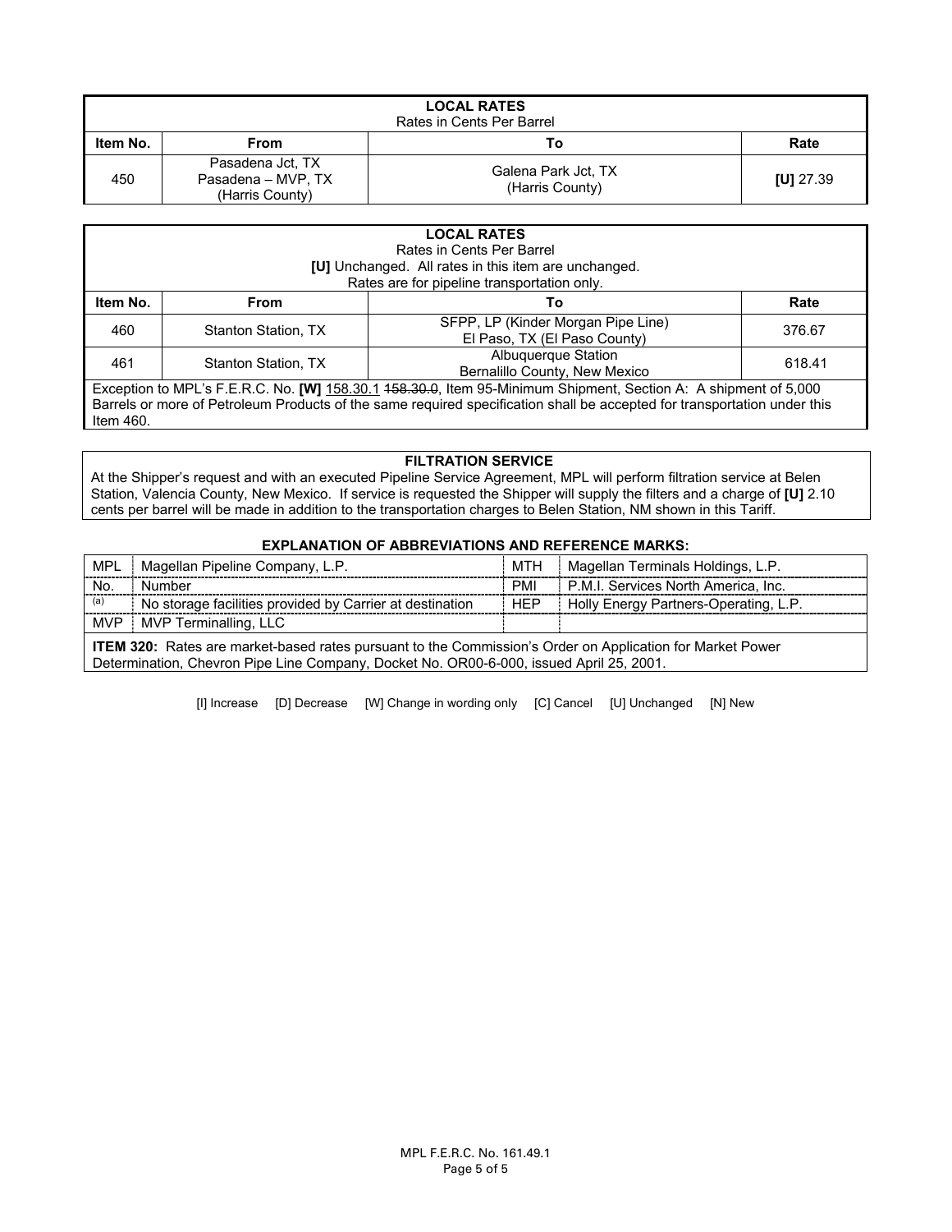| LOCAL RATES<br>Rates in Cents Per Barrel | | | |
|---|---|---|---|
| **Item No.** | **From** | **To** | **Rate** |
| 450 | Pasadena Jct, TX<br>Pasadena – MVP, TX<br>(Harris County) | Galena Park Jct, TX<br>(Harris County) | **[U]** 27.39 |

| LOCAL RATES<br>Rates in Cents Per Barrel<br>**[U]** Unchanged. All rates in this item are unchanged.<br>Rates are for pipeline transportation only. | | | |
|---|---|---|---|
| **Item No.** | **From** | **To** | **Rate** |
| 460 | Stanton Station, TX | SFPP, LP (Kinder Morgan Pipe Line)<br>El Paso, TX (El Paso County) | 376.67 |
| 461 | Stanton Station, TX | Albuquerque Station<br>Bernalillo County, New Mexico | 618.41 |
| Exception to MPL's F.E.R.C. No. **[W]** 158.30.1 ~~158.30.0~~, Item 95-Minimum Shipment, Section A: A shipment of 5,000 Barrels or more of Petroleum Products of the same required specification shall be accepted for transportation under this Item 460. | | | |

**FILTRATION SERVICE**

At the Shipper's request and with an executed Pipeline Service Agreement, MPL will perform filtration service at Belen Station, Valencia County, New Mexico. If service is requested the Shipper will supply the filters and a charge of **[U]** 2.10 cents per barrel will be made in addition to the transportation charges to Belen Station, NM shown in this Tariff.

**EXPLANATION OF ABBREVIATIONS AND REFERENCE MARKS:**

| | | | |
|---|---|---|---|
| MPL | Magellan Pipeline Company, L.P. | MTH | Magellan Terminals Holdings, L.P. |
| No. | Number | PMI | P.M.I. Services North America, Inc. |
| (a) | No storage facilities provided by Carrier at destination | HEP | Holly Energy Partners-Operating, L.P. |
| MVP | MVP Terminalling, LLC | | |

**ITEM 320:** Rates are market-based rates pursuant to the Commission's Order on Application for Market Power Determination, Chevron Pipe Line Company, Docket No. OR00-6-000, issued April 25, 2001.

[I] Increase [D] Decrease [W] Change in wording only [C] Cancel [U] Unchanged [N] New